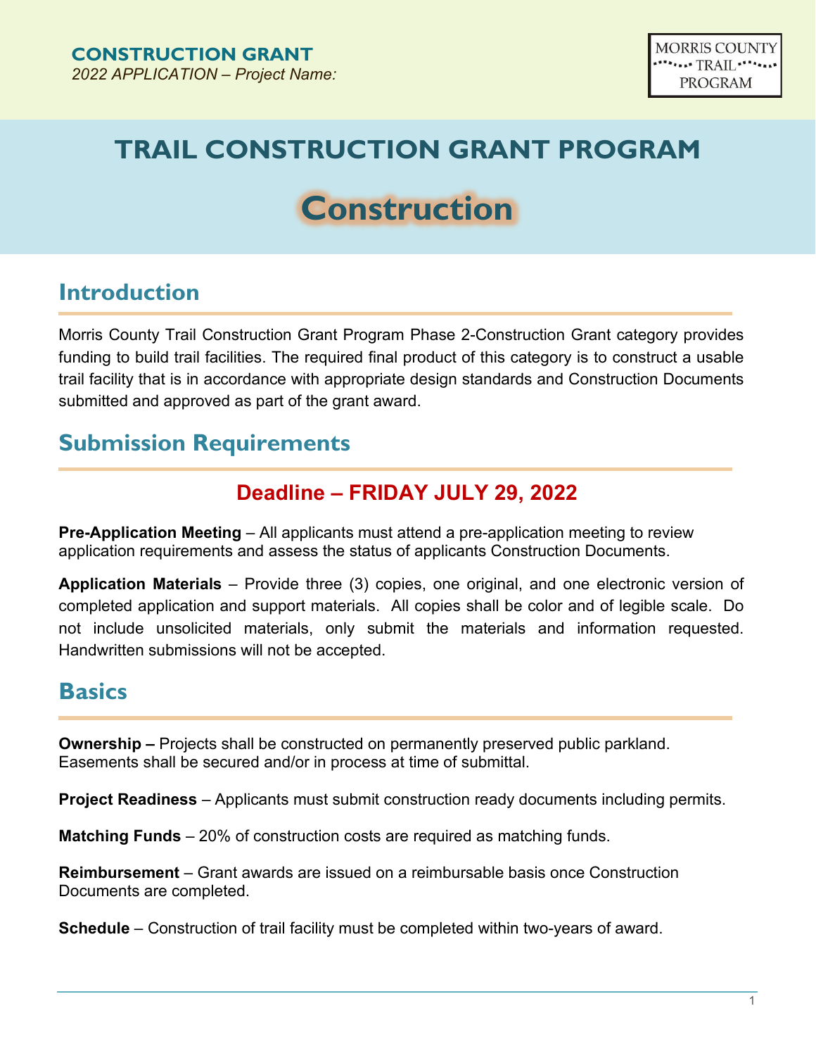**CONSTRUCTION GRANT**

*2022 APPLICATION – Project Name:*

MORRIS COUNTY TRAIL PROGRAM

# TRAIL CONSTRUCTION GRANT PROGRAM

# Construction

## Introduction

Morris County Trail Construction Grant Program Phase 2-Construction Grant category provides funding to build trail facilities. The required final product of this category is to construct a usable trail facility that is in accordance with appropriate design standards and Construction Documents submitted and approved as part of the grant award.

## Submission Requirements

### Deadline – FRIDAY JULY 29, 2022

**Pre-Application Meeting** – All applicants must attend a pre-application meeting to review application requirements and assess the status of applicants Construction Documents.

**Application Materials** – Provide three (3) copies, one original, and one electronic version of completed application and support materials. All copies shall be color and of legible scale. Do not include unsolicited materials, only submit the materials and information requested. Handwritten submissions will not be accepted.

## Basics

**Ownership –** Projects shall be constructed on permanently preserved public parkland. Easements shall be secured and/or in process at time of submittal.

**Project Readiness** – Applicants must submit construction ready documents including permits.

**Matching Funds** – 20% of construction costs are required as matching funds.

**Reimbursement** – Grant awards are issued on a reimbursable basis once Construction Documents are completed.

**Schedule** – Construction of trail facility must be completed within two-years of award.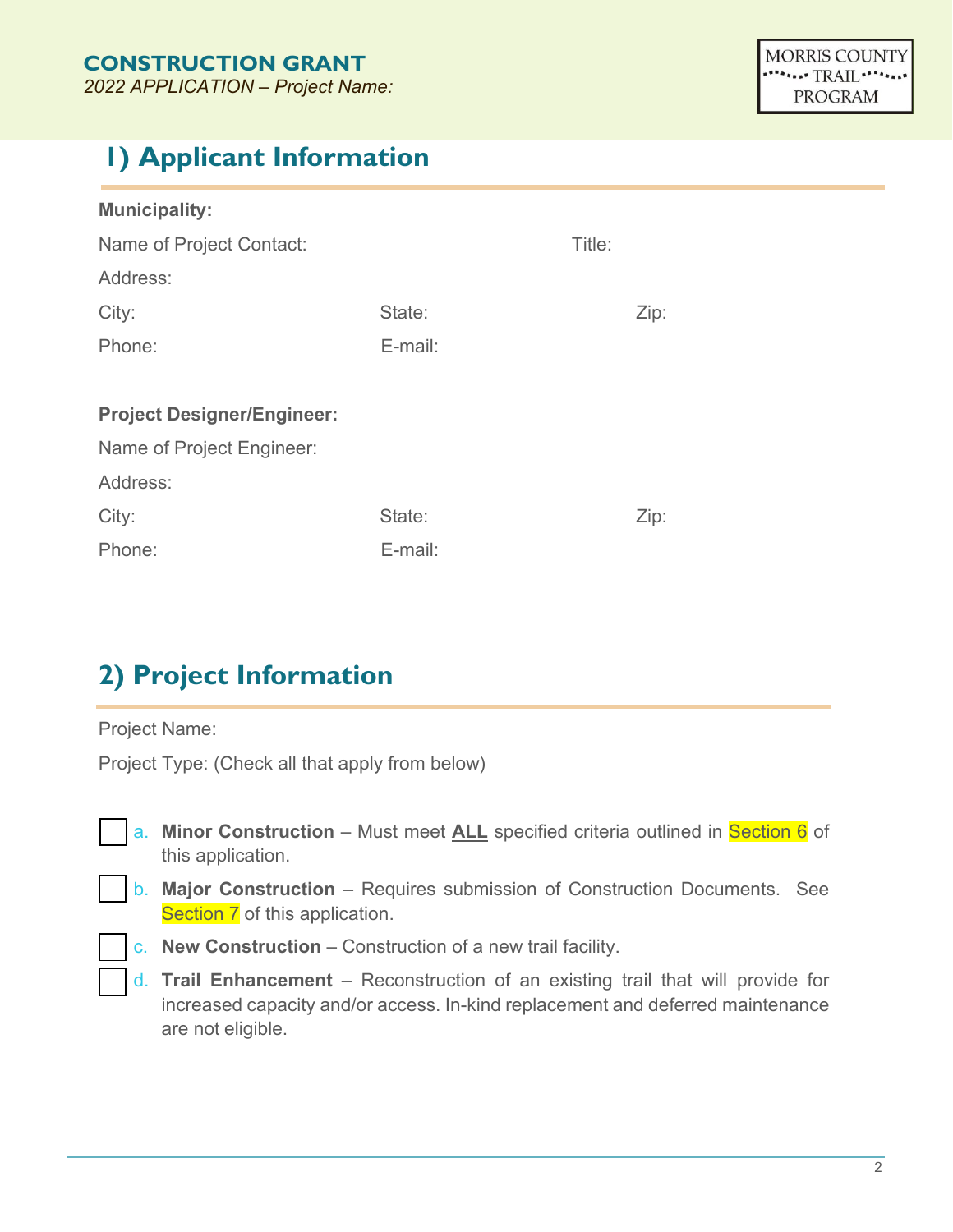## 1) Applicant Information

**Municipality:**

Name of Project Contact: Title:

Address:

City: State: Zip:

Phone: E-mail:

**Project Designer/Engineer:**

Name of Project Engineer:

Address:

City: State: Zip:

Phone: E-mail:

## 2) Project Information

Project Name:

Project Type: (Check all that apply from below)

- ☐ a. **Minor Construction** – Must meet **ALL** specified criteria outlined in Section 6 of this application.
- ☐ b. **Major Construction** – Requires submission of Construction Documents. See Section 7 of this application.
- ☐ c. **New Construction** – Construction of a new trail facility.
- ☐ d. **Trail Enhancement** – Reconstruction of an existing trail that will provide for increased capacity and/or access. In-kind replacement and deferred maintenance are not eligible.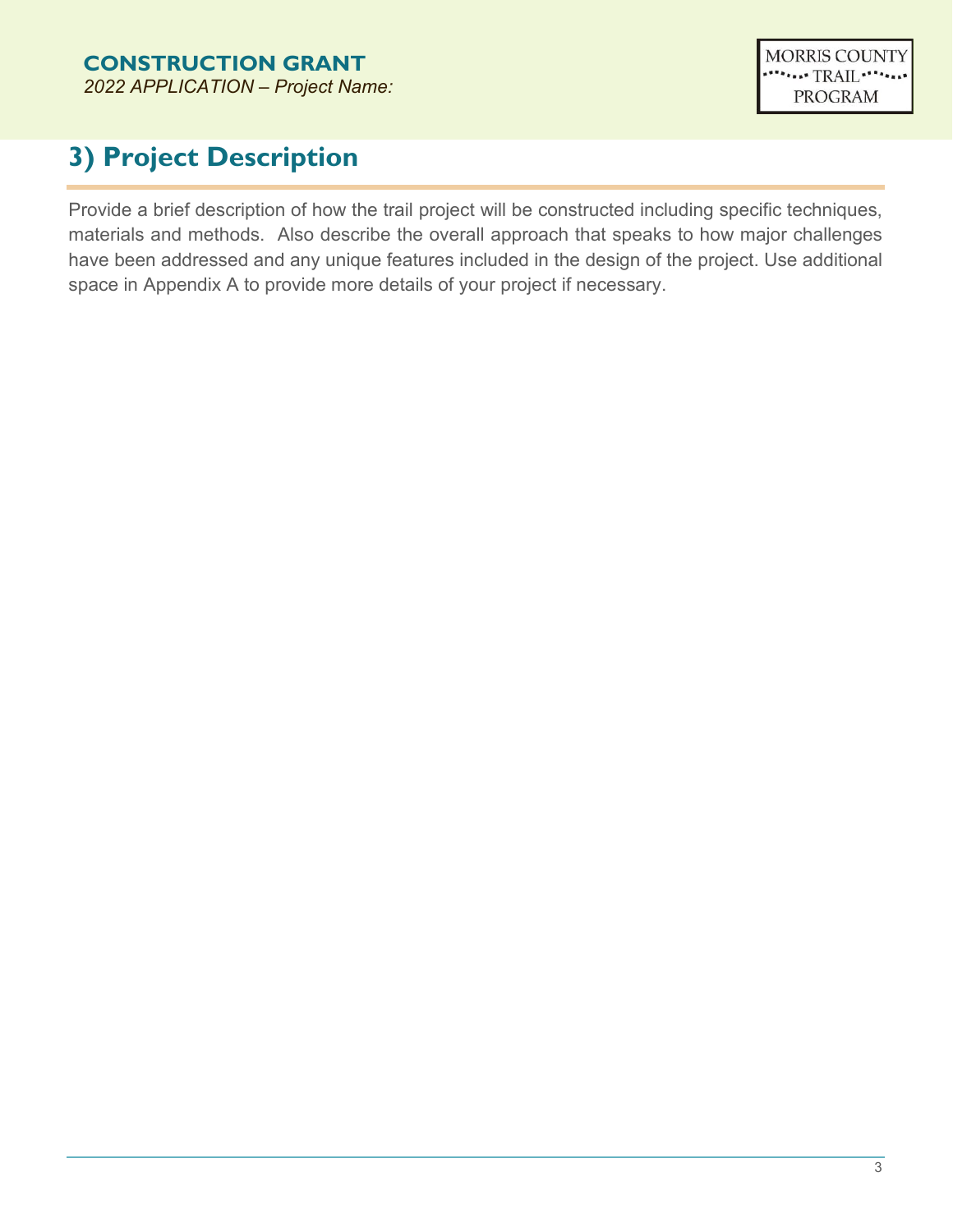**CONSTRUCTION GRANT**

*2022 APPLICATION – Project Name:*

MORRIS COUNTY TRAIL PROGRAM

# 3) Project Description

Provide a brief description of how the trail project will be constructed including specific techniques, materials and methods. Also describe the overall approach that speaks to how major challenges have been addressed and any unique features included in the design of the project. Use additional space in Appendix A to provide more details of your project if necessary.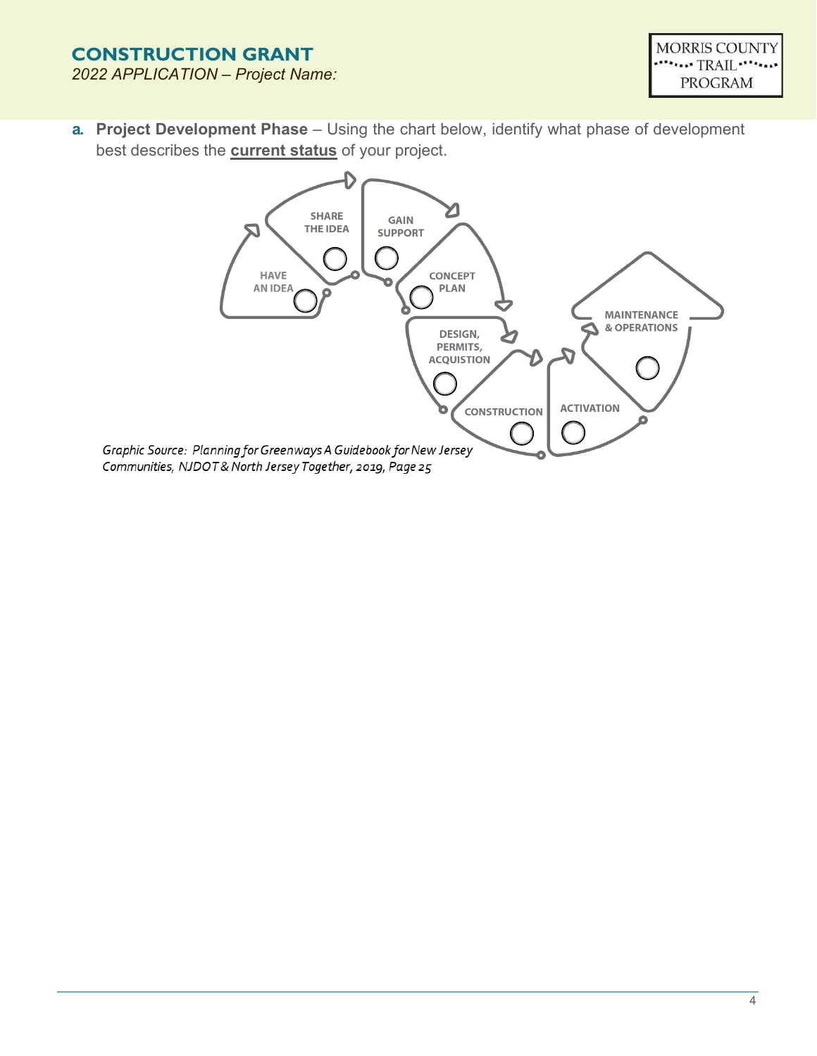a. **Project Development Phase** – Using the chart below, identify what phase of development best describes the **current status** of your project.

- HAVE AN IDEA ○
- SHARE THE IDEA ○
- GAIN SUPPORT ○
- CONCEPT PLAN ○
- DESIGN, PERMITS, ACQUISTION ○
- CONSTRUCTION ○
- ACTIVATION ○
- MAINTENANCE & OPERATIONS ○

*Graphic Source: Planning for Greenways A Guidebook for New Jersey Communities, NJDOT & North Jersey Together, 2019, Page 25*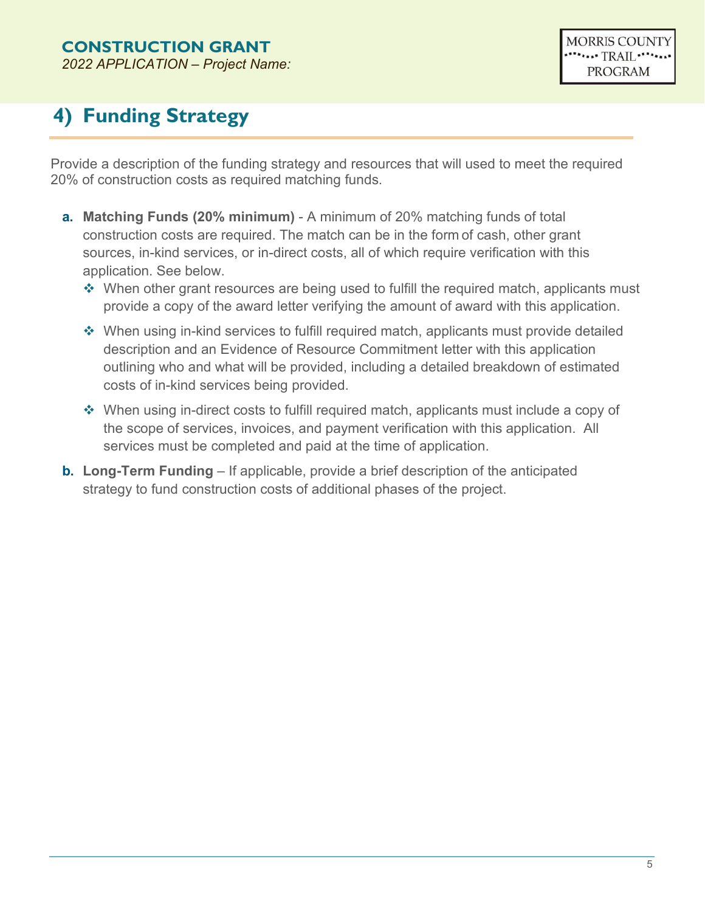# 4) Funding Strategy

Provide a description of the funding strategy and resources that will used to meet the required 20% of construction costs as required matching funds.

**a. Matching Funds (20% minimum)** - A minimum of 20% matching funds of total construction costs are required. The match can be in the form of cash, other grant sources, in-kind services, or in-direct costs, all of which require verification with this application. See below.

- When other grant resources are being used to fulfill the required match, applicants must provide a copy of the award letter verifying the amount of award with this application.
- When using in-kind services to fulfill required match, applicants must provide detailed description and an Evidence of Resource Commitment letter with this application outlining who and what will be provided, including a detailed breakdown of estimated costs of in-kind services being provided.
- When using in-direct costs to fulfill required match, applicants must include a copy of the scope of services, invoices, and payment verification with this application. All services must be completed and paid at the time of application.

**b. Long-Term Funding** – If applicable, provide a brief description of the anticipated strategy to fund construction costs of additional phases of the project.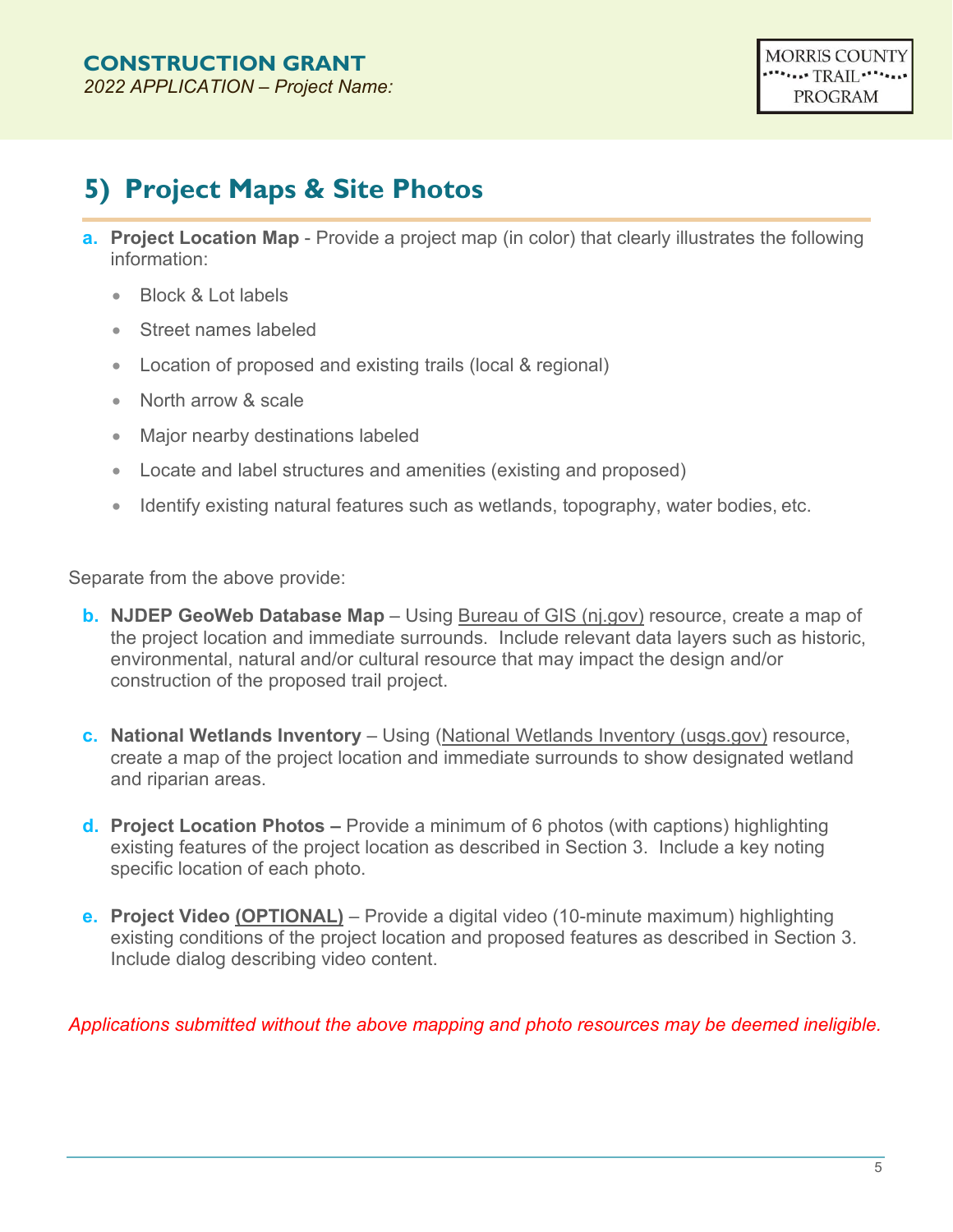## 5) Project Maps & Site Photos

**a. Project Location Map** - Provide a project map (in color) that clearly illustrates the following information:

- Block & Lot labels
- Street names labeled
- Location of proposed and existing trails (local & regional)
- North arrow & scale
- Major nearby destinations labeled
- Locate and label structures and amenities (existing and proposed)
- Identify existing natural features such as wetlands, topography, water bodies, etc.

Separate from the above provide:

**b. NJDEP GeoWeb Database Map** – Using Bureau of GIS (nj.gov) resource, create a map of the project location and immediate surrounds. Include relevant data layers such as historic, environmental, natural and/or cultural resource that may impact the design and/or construction of the proposed trail project.

**c. National Wetlands Inventory** – Using (National Wetlands Inventory (usgs.gov) resource, create a map of the project location and immediate surrounds to show designated wetland and riparian areas.

**d. Project Location Photos –** Provide a minimum of 6 photos (with captions) highlighting existing features of the project location as described in Section 3. Include a key noting specific location of each photo.

**e. Project Video (OPTIONAL)** – Provide a digital video (10-minute maximum) highlighting existing conditions of the project location and proposed features as described in Section 3. Include dialog describing video content.

*Applications submitted without the above mapping and photo resources may be deemed ineligible.*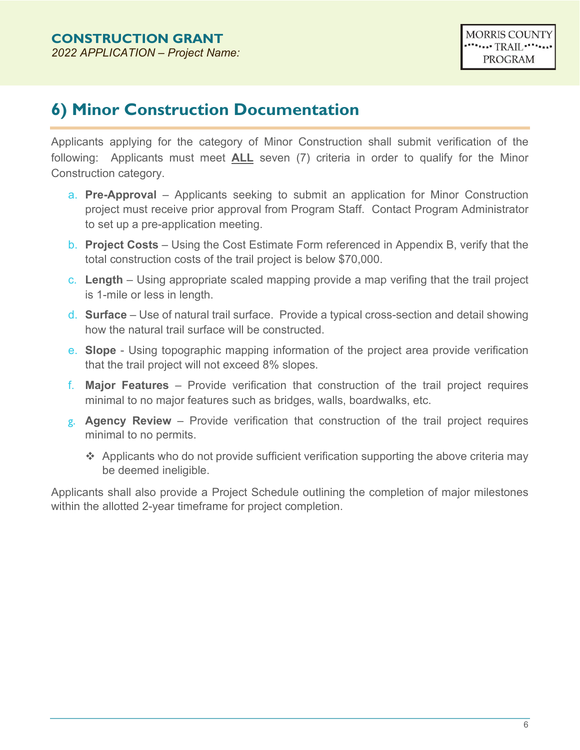## 6) Minor Construction Documentation

Applicants applying for the category of Minor Construction shall submit verification of the following: Applicants must meet **ALL** seven (7) criteria in order to qualify for the Minor Construction category.

a. **Pre-Approval** – Applicants seeking to submit an application for Minor Construction project must receive prior approval from Program Staff. Contact Program Administrator to set up a pre-application meeting.

b. **Project Costs** – Using the Cost Estimate Form referenced in Appendix B, verify that the total construction costs of the trail project is below $70,000.

c. **Length** – Using appropriate scaled mapping provide a map verifing that the trail project is 1-mile or less in length.

d. **Surface** – Use of natural trail surface. Provide a typical cross-section and detail showing how the natural trail surface will be constructed.

e. **Slope** - Using topographic mapping information of the project area provide verification that the trail project will not exceed 8% slopes.

f. **Major Features** – Provide verification that construction of the trail project requires minimal to no major features such as bridges, walls, boardwalks, etc.

g. **Agency Review** – Provide verification that construction of the trail project requires minimal to no permits.

- ❖ Applicants who do not provide sufficient verification supporting the above criteria may be deemed ineligible.

Applicants shall also provide a Project Schedule outlining the completion of major milestones within the allotted 2-year timeframe for project completion.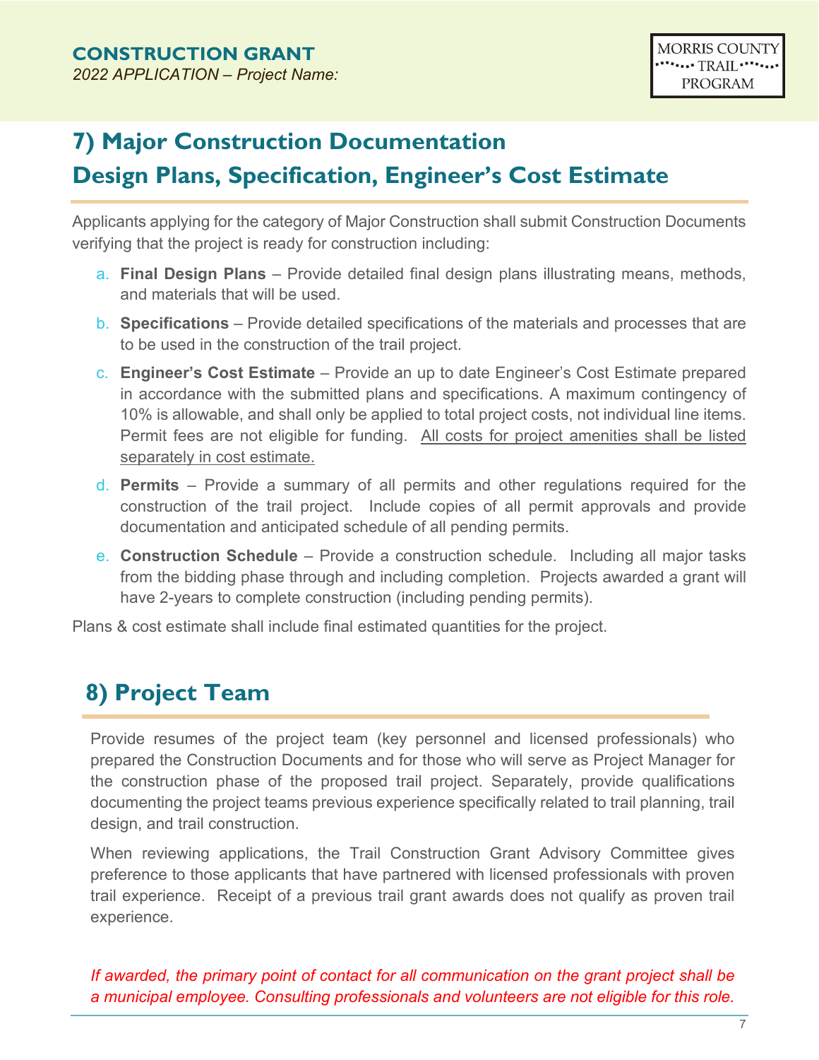## 7) Major Construction Documentation
## Design Plans, Specification, Engineer's Cost Estimate

Applicants applying for the category of Major Construction shall submit Construction Documents verifying that the project is ready for construction including:

a. **Final Design Plans** – Provide detailed final design plans illustrating means, methods, and materials that will be used.

b. **Specifications** – Provide detailed specifications of the materials and processes that are to be used in the construction of the trail project.

c. **Engineer's Cost Estimate** – Provide an up to date Engineer's Cost Estimate prepared in accordance with the submitted plans and specifications. A maximum contingency of 10% is allowable, and shall only be applied to total project costs, not individual line items. Permit fees are not eligible for funding. <u>All costs for project amenities shall be listed separately in cost estimate.</u>

d. **Permits** – Provide a summary of all permits and other regulations required for the construction of the trail project. Include copies of all permit approvals and provide documentation and anticipated schedule of all pending permits.

e. **Construction Schedule** – Provide a construction schedule. Including all major tasks from the bidding phase through and including completion. Projects awarded a grant will have 2-years to complete construction (including pending permits).

Plans & cost estimate shall include final estimated quantities for the project.

## 8) Project Team

Provide resumes of the project team (key personnel and licensed professionals) who prepared the Construction Documents and for those who will serve as Project Manager for the construction phase of the proposed trail project. Separately, provide qualifications documenting the project teams previous experience specifically related to trail planning, trail design, and trail construction.

When reviewing applications, the Trail Construction Grant Advisory Committee gives preference to those applicants that have partnered with licensed professionals with proven trail experience. Receipt of a previous trail grant awards does not qualify as proven trail experience.

*If awarded, the primary point of contact for all communication on the grant project shall be a municipal employee. Consulting professionals and volunteers are not eligible for this role.*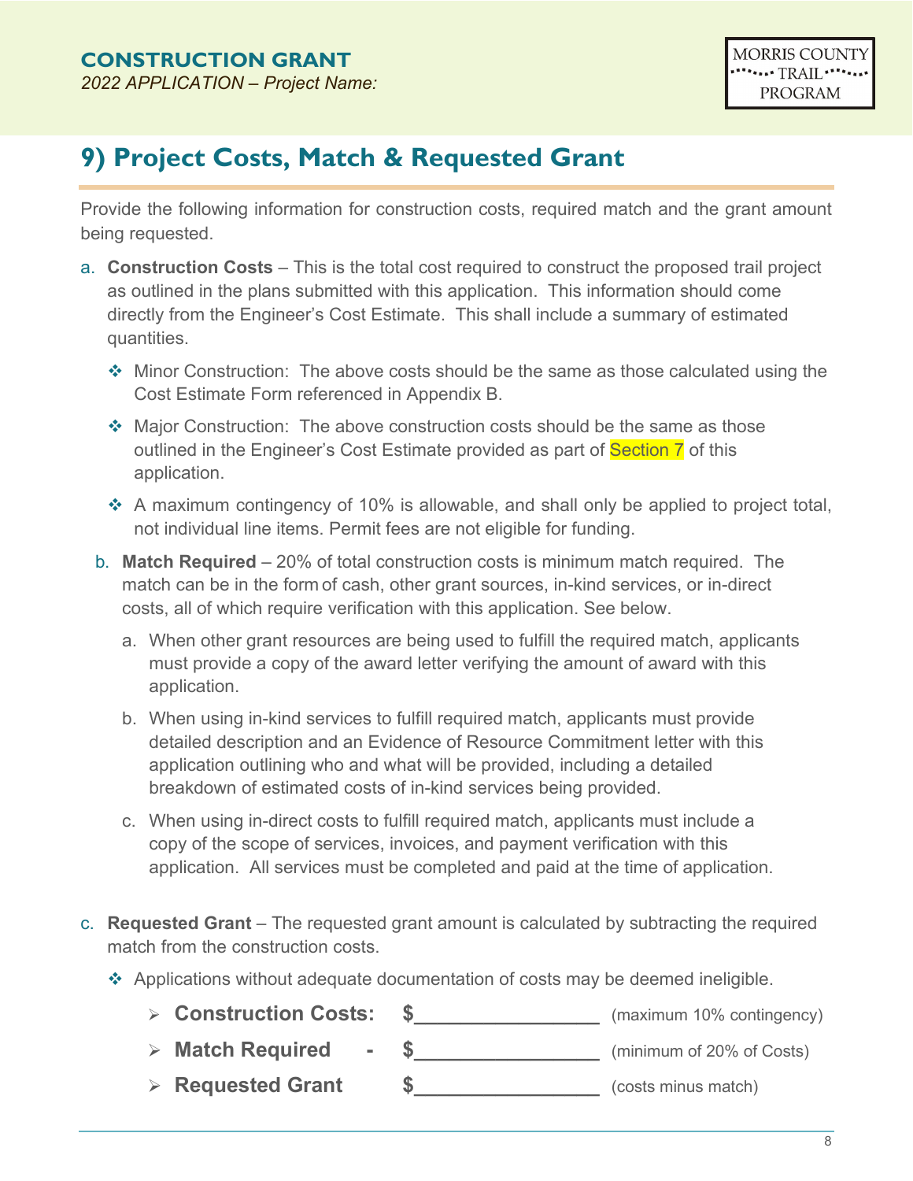## 9) Project Costs, Match & Requested Grant

Provide the following information for construction costs, required match and the grant amount being requested.

a. **Construction Costs** – This is the total cost required to construct the proposed trail project as outlined in the plans submitted with this application. This information should come directly from the Engineer's Cost Estimate. This shall include a summary of estimated quantities.

   - Minor Construction: The above costs should be the same as those calculated using the Cost Estimate Form referenced in Appendix B.
   - Major Construction: The above construction costs should be the same as those outlined in the Engineer's Cost Estimate provided as part of Section 7 of this application.
   - A maximum contingency of 10% is allowable, and shall only be applied to project total, not individual line items. Permit fees are not eligible for funding.

b. **Match Required** – 20% of total construction costs is minimum match required. The match can be in the form of cash, other grant sources, in-kind services, or in-direct costs, all of which require verification with this application. See below.

   a. When other grant resources are being used to fulfill the required match, applicants must provide a copy of the award letter verifying the amount of award with this application.

   b. When using in-kind services to fulfill required match, applicants must provide detailed description and an Evidence of Resource Commitment letter with this application outlining who and what will be provided, including a detailed breakdown of estimated costs of in-kind services being provided.

   c. When using in-direct costs to fulfill required match, applicants must include a copy of the scope of services, invoices, and payment verification with this application. All services must be completed and paid at the time of application.

c. **Requested Grant** – The requested grant amount is calculated by subtracting the required match from the construction costs.

   - Applications without adequate documentation of costs may be deemed ineligible.
     - **Construction Costs:** $\_\_\_\_\_\_\_\_\_\_\_\_\_\_\_\_ (maximum 10% contingency)
     - **Match Required -** $\_\_\_\_\_\_\_\_\_\_\_\_\_\_\_\_ (minimum of 20% of Costs)
     - **Requested Grant** $\_\_\_\_\_\_\_\_\_\_\_\_\_\_\_\_ (costs minus match)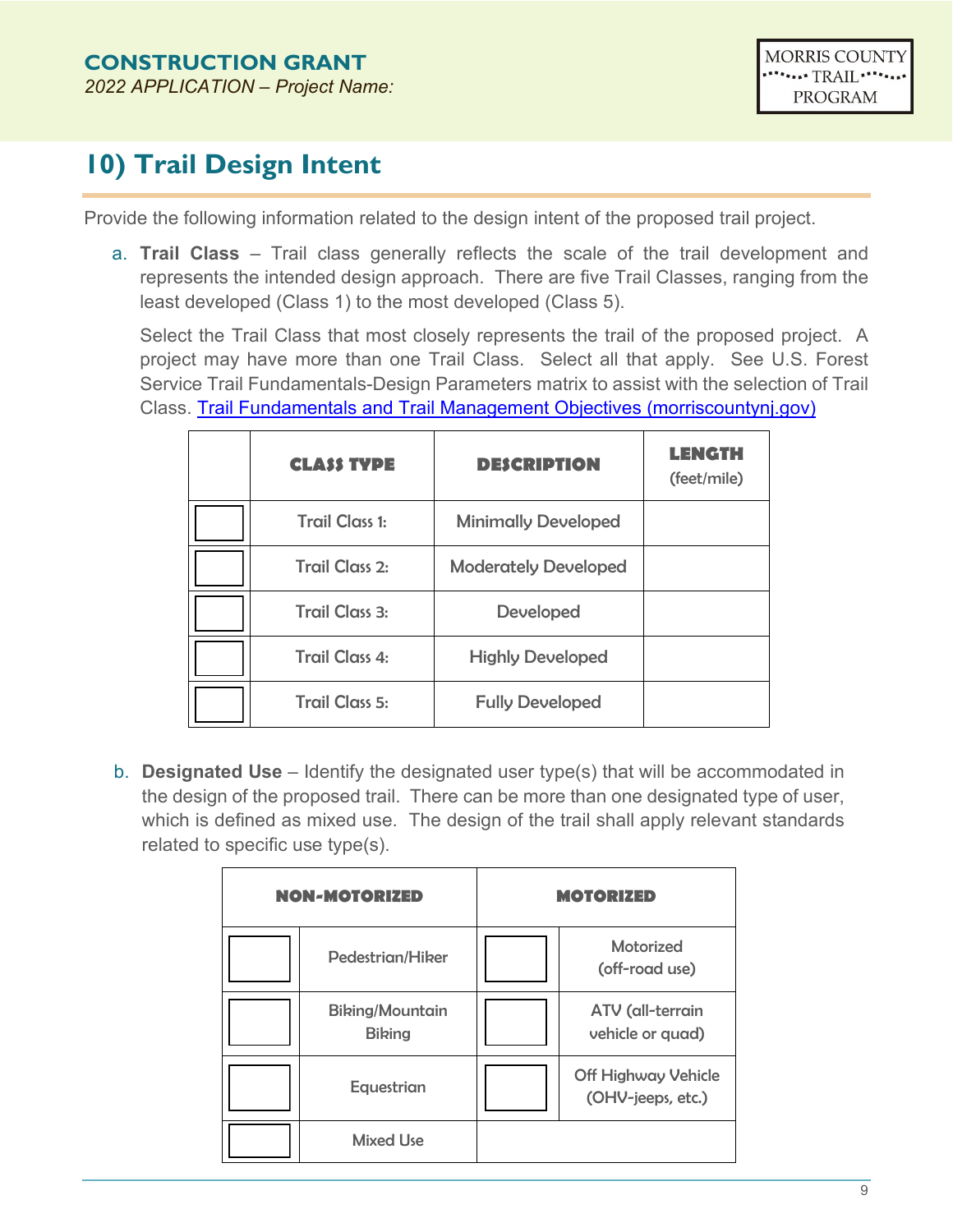## 10) Trail Design Intent

Provide the following information related to the design intent of the proposed trail project.

a. **Trail Class** – Trail class generally reflects the scale of the trail development and represents the intended design approach. There are five Trail Classes, ranging from the least developed (Class 1) to the most developed (Class 5).

   Select the Trail Class that most closely represents the trail of the proposed project. A project may have more than one Trail Class. Select all that apply. See U.S. Forest Service Trail Fundamentals-Design Parameters matrix to assist with the selection of Trail Class. [Trail Fundamentals and Trail Management Objectives (morriscountynj.gov)]

| | CLASS TYPE | DESCRIPTION | LENGTH (feet/mile) |
|---|---|---|---|
| ☐ | Trail Class 1: | Minimally Developed | |
| ☐ | Trail Class 2: | Moderately Developed | |
| ☐ | Trail Class 3: | Developed | |
| ☐ | Trail Class 4: | Highly Developed | |
| ☐ | Trail Class 5: | Fully Developed | |

b. **Designated Use** – Identify the designated user type(s) that will be accommodated in the design of the proposed trail. There can be more than one designated type of user, which is defined as mixed use. The design of the trail shall apply relevant standards related to specific use type(s).

| NON-MOTORIZED | | MOTORIZED | |
|---|---|---|---|
| ☐ | Pedestrian/Hiker | ☐ | Motorized (off-road use) |
| ☐ | Biking/Mountain Biking | ☐ | ATV (all-terrain vehicle or quad) |
| ☐ | Equestrian | ☐ | Off Highway Vehicle (OHV-jeeps, etc.) |
| ☐ | Mixed Use | | |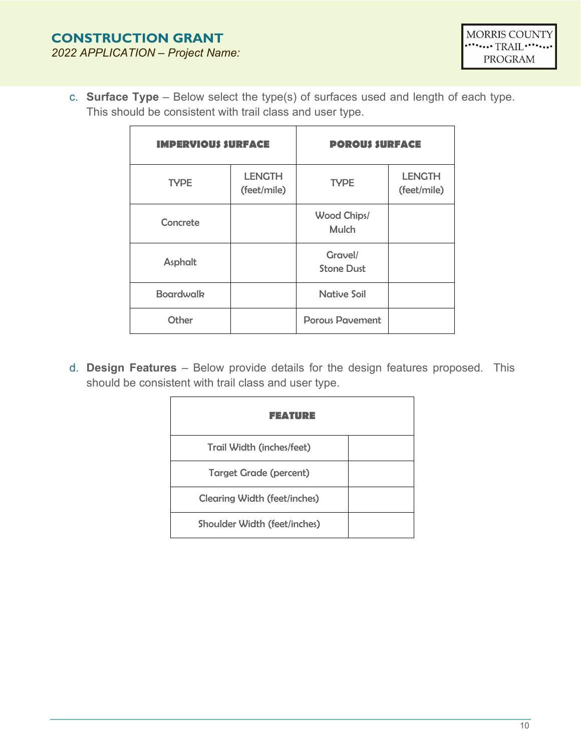c. **Surface Type** – Below select the type(s) of surfaces used and length of each type. This should be consistent with trail class and user type.

| IMPERVIOUS SURFACE | | POROUS SURFACE | |
|---|---|---|---|
| TYPE | LENGTH (feet/mile) | TYPE | LENGTH (feet/mile) |
| Concrete | | Wood Chips/ Mulch | |
| Asphalt | | Gravel/ Stone Dust | |
| Boardwalk | | Native Soil | |
| Other | | Porous Pavement | |

d. **Design Features** – Below provide details for the design features proposed. This should be consistent with trail class and user type.

| FEATURE | |
|---|---|
| Trail Width (inches/feet) | |
| Target Grade (percent) | |
| Clearing Width (feet/inches) | |
| Shoulder Width (feet/inches) | |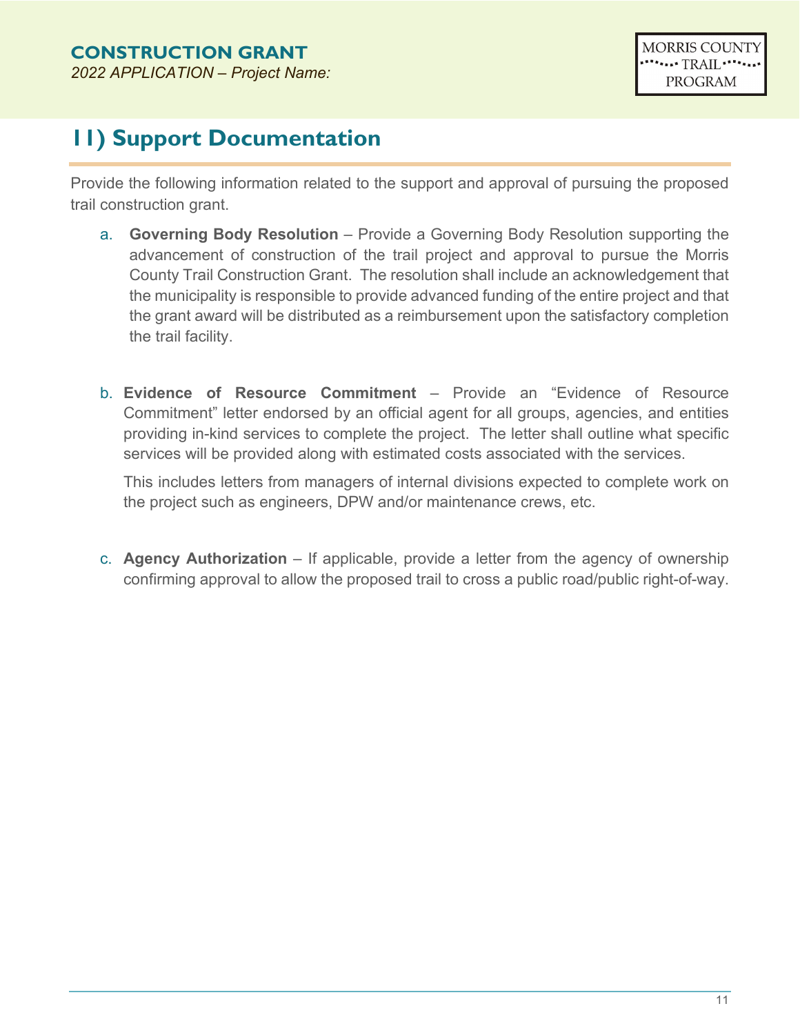## 11) Support Documentation

Provide the following information related to the support and approval of pursuing the proposed trail construction grant.

a. **Governing Body Resolution** – Provide a Governing Body Resolution supporting the advancement of construction of the trail project and approval to pursue the Morris County Trail Construction Grant. The resolution shall include an acknowledgement that the municipality is responsible to provide advanced funding of the entire project and that the grant award will be distributed as a reimbursement upon the satisfactory completion the trail facility.

b. **Evidence of Resource Commitment** – Provide an "Evidence of Resource Commitment" letter endorsed by an official agent for all groups, agencies, and entities providing in-kind services to complete the project. The letter shall outline what specific services will be provided along with estimated costs associated with the services.

   This includes letters from managers of internal divisions expected to complete work on the project such as engineers, DPW and/or maintenance crews, etc.

c. **Agency Authorization** – If applicable, provide a letter from the agency of ownership confirming approval to allow the proposed trail to cross a public road/public right-of-way.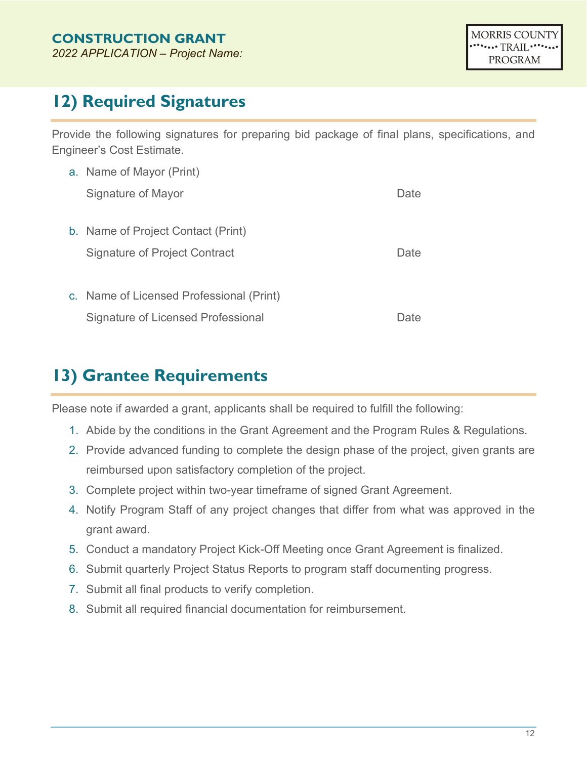## 12) Required Signatures

Provide the following signatures for preparing bid package of final plans, specifications, and Engineer's Cost Estimate.

a. Name of Mayor (Print)

   Signature of Mayor                                    Date

b. Name of Project Contact (Print)

   Signature of Project Contract                                    Date

c. Name of Licensed Professional (Print)

   Signature of Licensed Professional                                    Date

## 13) Grantee Requirements

Please note if awarded a grant, applicants shall be required to fulfill the following:

1. Abide by the conditions in the Grant Agreement and the Program Rules & Regulations.
2. Provide advanced funding to complete the design phase of the project, given grants are reimbursed upon satisfactory completion of the project.
3. Complete project within two-year timeframe of signed Grant Agreement.
4. Notify Program Staff of any project changes that differ from what was approved in the grant award.
5. Conduct a mandatory Project Kick-Off Meeting once Grant Agreement is finalized.
6. Submit quarterly Project Status Reports to program staff documenting progress.
7. Submit all final products to verify completion.
8. Submit all required financial documentation for reimbursement.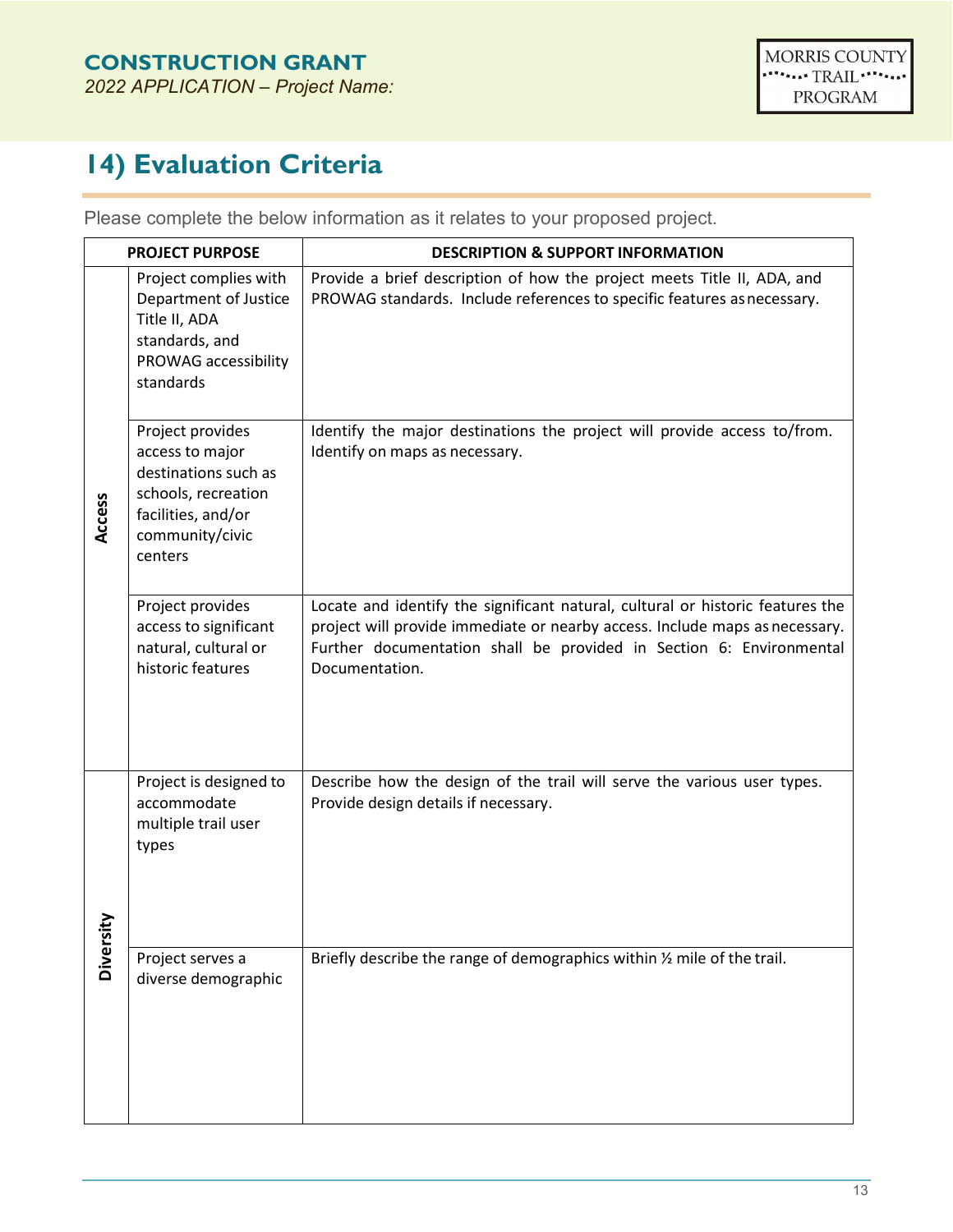**CONSTRUCTION GRANT**

*2022 APPLICATION – Project Name:*

MORRIS COUNTY TRAIL PROGRAM

# 14) Evaluation Criteria

Please complete the below information as it relates to your proposed project.

| PROJECT PURPOSE | | DESCRIPTION & SUPPORT INFORMATION |
|---|---|---|
| Access | Project complies with Department of Justice Title II, ADA standards, and PROWAG accessibility standards | Provide a brief description of how the project meets Title II, ADA, and PROWAG standards. Include references to specific features as necessary. |
| | Project provides access to major destinations such as schools, recreation facilities, and/or community/civic centers | Identify the major destinations the project will provide access to/from. Identify on maps as necessary. |
| | Project provides access to significant natural, cultural or historic features | Locate and identify the significant natural, cultural or historic features the project will provide immediate or nearby access. Include maps as necessary. Further documentation shall be provided in Section 6: Environmental Documentation. |
| Diversity | Project is designed to accommodate multiple trail user types | Describe how the design of the trail will serve the various user types. Provide design details if necessary. |
| | Project serves a diverse demographic | Briefly describe the range of demographics within ½ mile of the trail. |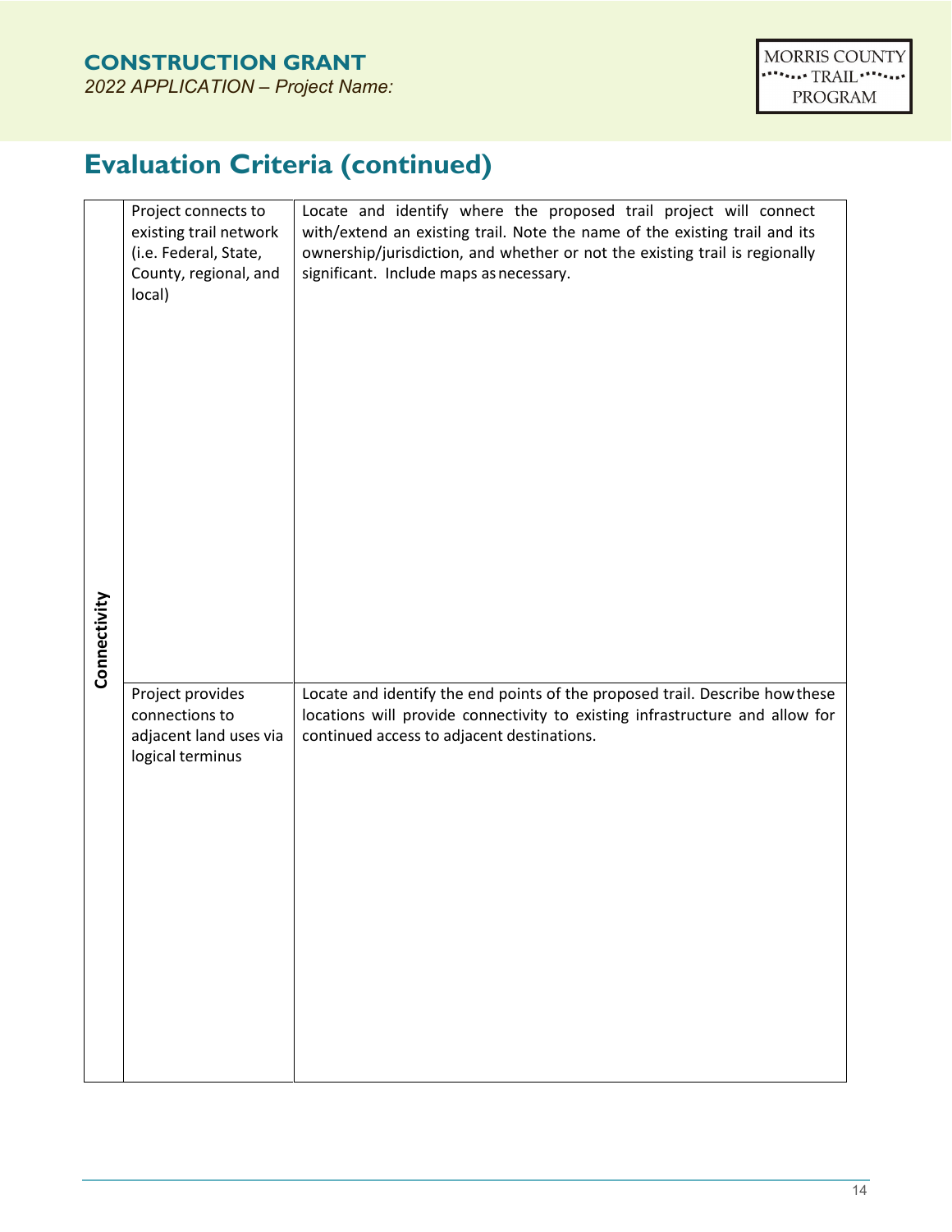# Evaluation Criteria (continued)

| | | |
|---|---|---|
| Connectivity | Project connects to existing trail network (i.e. Federal, State, County, regional, and local) | Locate and identify where the proposed trail project will connect with/extend an existing trail. Note the name of the existing trail and its ownership/jurisdiction, and whether or not the existing trail is regionally significant. Include maps as necessary. |
| | Project provides connections to adjacent land uses via logical terminus | Locate and identify the end points of the proposed trail. Describe how these locations will provide connectivity to existing infrastructure and allow for continued access to adjacent destinations. |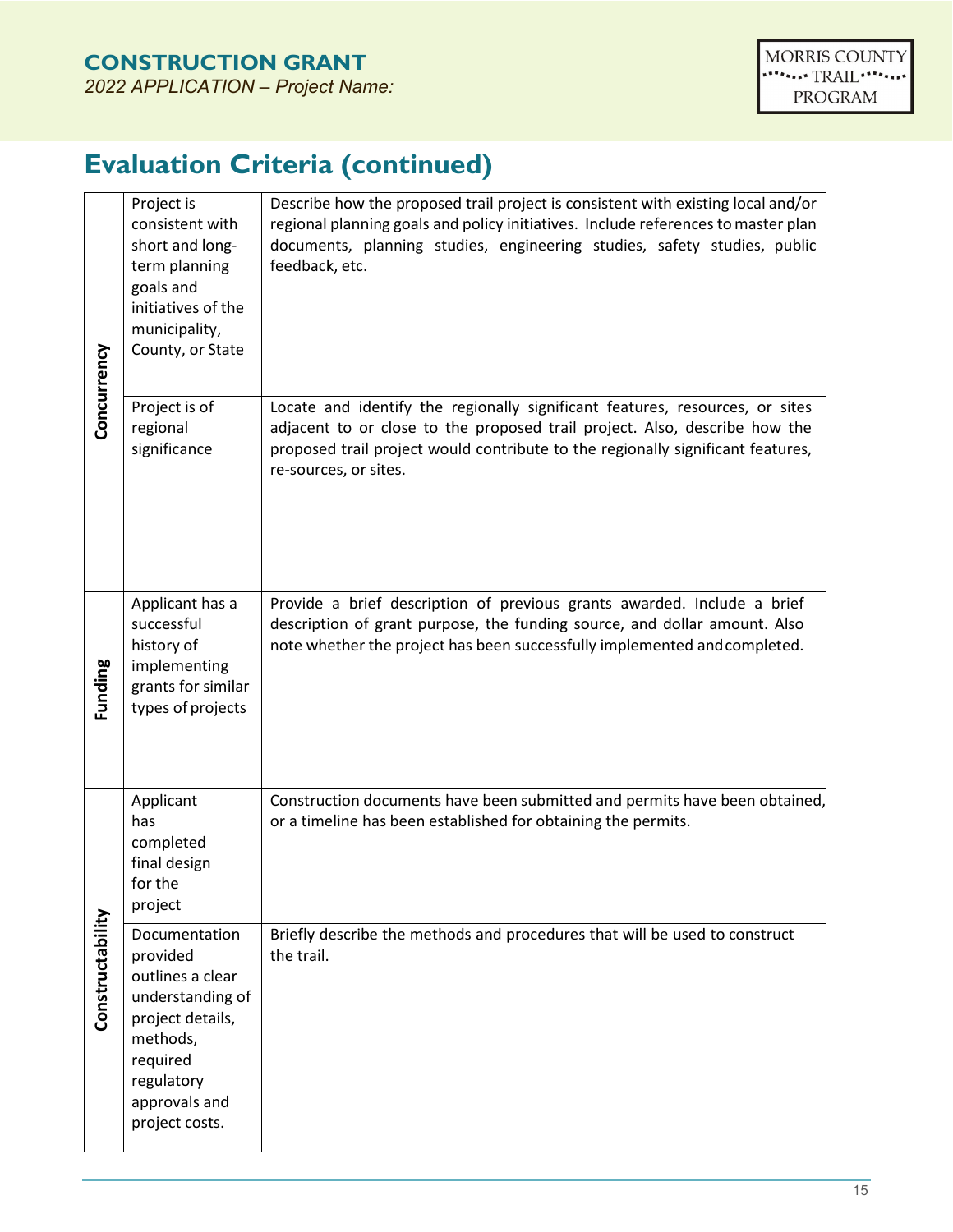## Evaluation Criteria (continued)

| | | |
|---|---|---|
| Concurrency | Project is consistent with short and long-term planning goals and initiatives of the municipality, County, or State | Describe how the proposed trail project is consistent with existing local and/or regional planning goals and policy initiatives. Include references to master plan documents, planning studies, engineering studies, safety studies, public feedback, etc. |
| | Project is of regional significance | Locate and identify the regionally significant features, resources, or sites adjacent to or close to the proposed trail project. Also, describe how the proposed trail project would contribute to the regionally significant features, re-sources, or sites. |
| Funding | Applicant has a successful history of implementing grants for similar types of projects | Provide a brief description of previous grants awarded. Include a brief description of grant purpose, the funding source, and dollar amount. Also note whether the project has been successfully implemented and completed. |
| Constructability | Applicant has completed final design for the project | Construction documents have been submitted and permits have been obtained, or a timeline has been established for obtaining the permits. |
| | Documentation provided outlines a clear understanding of project details, methods, required regulatory approvals and project costs. | Briefly describe the methods and procedures that will be used to construct the trail. |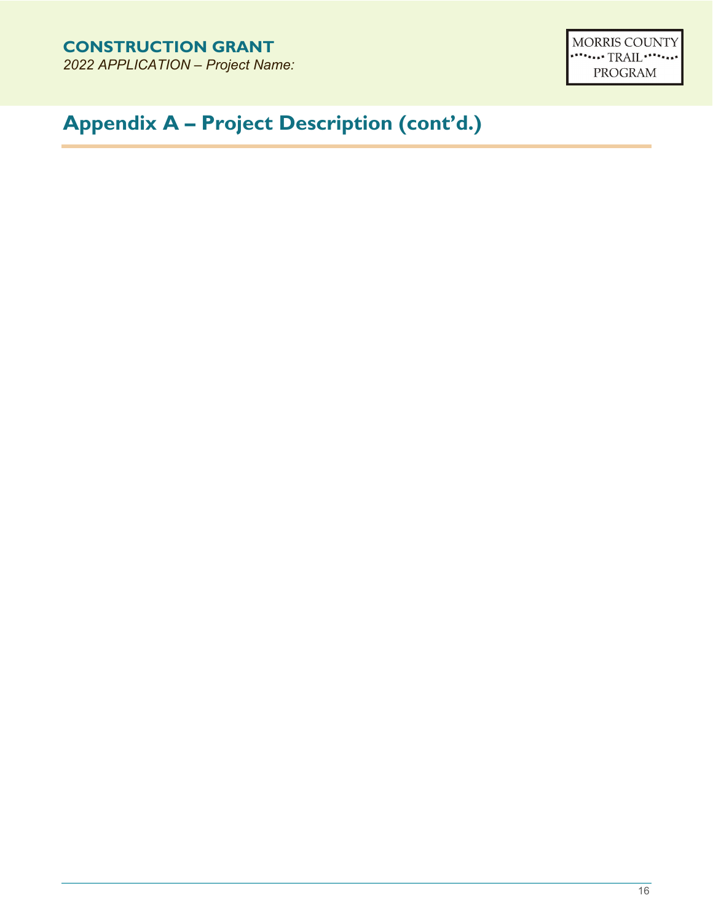# Appendix A – Project Description (cont'd.)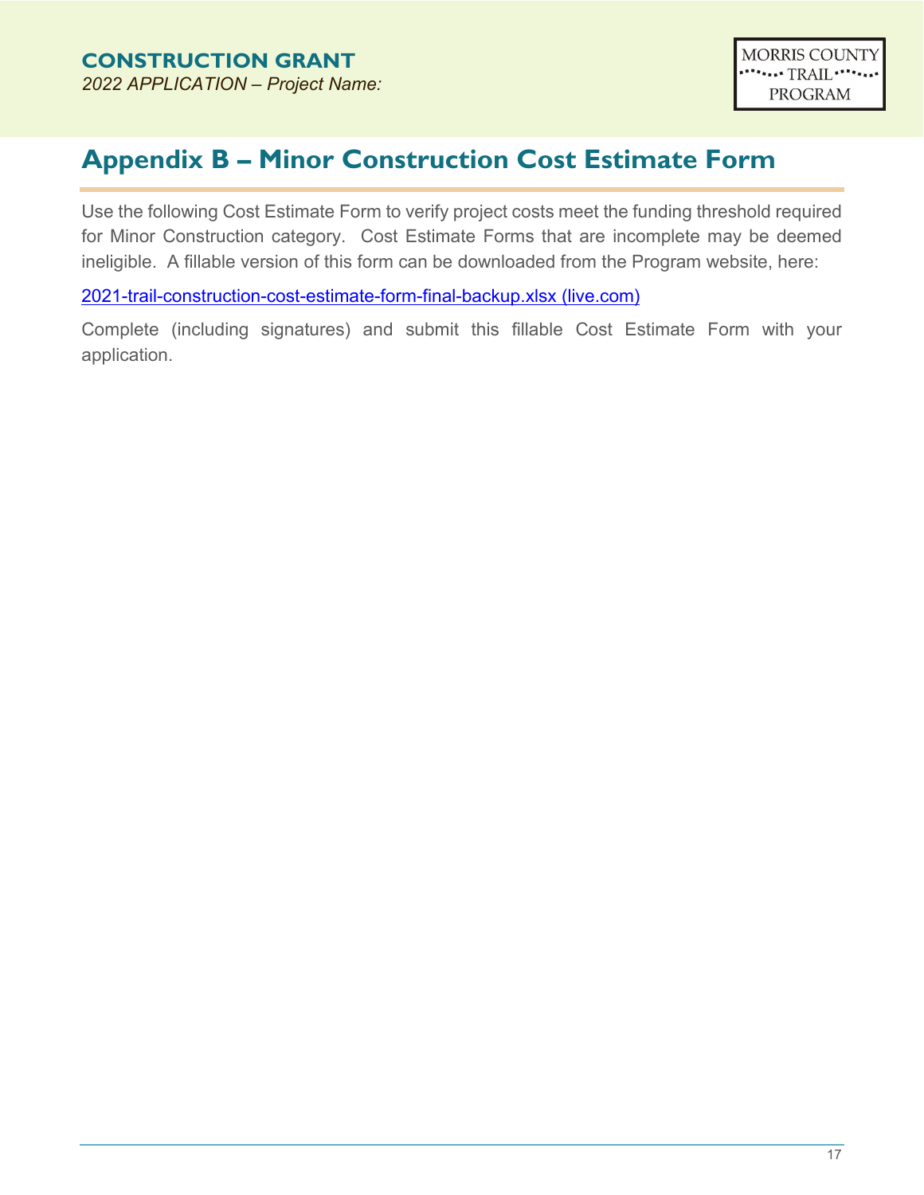## Appendix B – Minor Construction Cost Estimate Form

Use the following Cost Estimate Form to verify project costs meet the funding threshold required for Minor Construction category. Cost Estimate Forms that are incomplete may be deemed ineligible. A fillable version of this form can be downloaded from the Program website, here:

2021-trail-construction-cost-estimate-form-final-backup.xlsx (live.com)

Complete (including signatures) and submit this fillable Cost Estimate Form with your application.